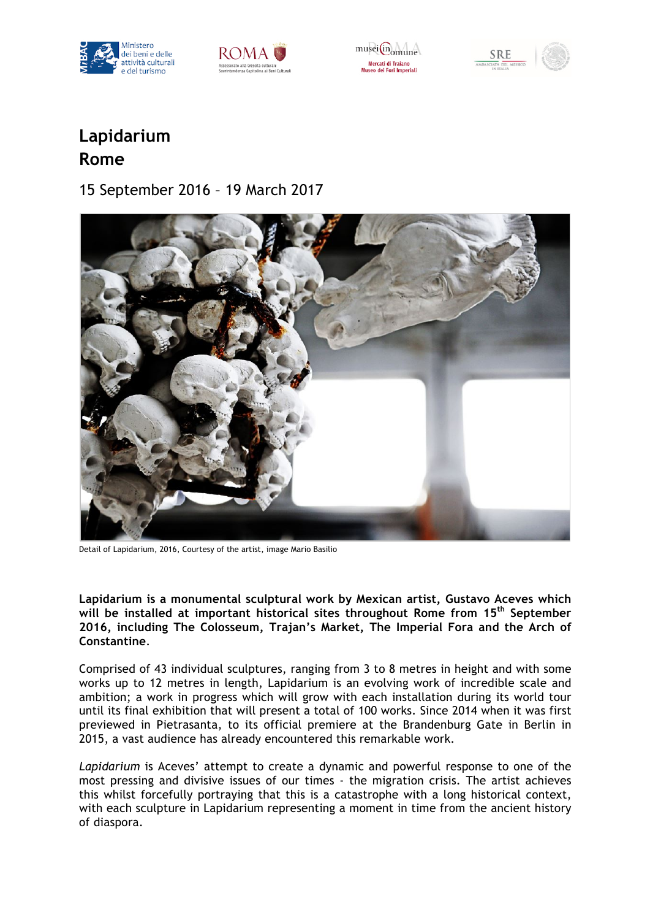# Lapidarium
# Rome

15 September 2016 – 19 March 2017

Detail of Lapidarium, 2016, Courtesy of the artist, image Mario Basilio

**Lapidarium is a monumental sculptural work by Mexican artist, Gustavo Aceves which will be installed at important historical sites throughout Rome from 15th September 2016, including The Colosseum, Trajan's Market, The Imperial Fora and the Arch of Constantine.**

Comprised of 43 individual sculptures, ranging from 3 to 8 metres in height and with some works up to 12 metres in length, Lapidarium is an evolving work of incredible scale and ambition; a work in progress which will grow with each installation during its world tour until its final exhibition that will present a total of 100 works. Since 2014 when it was first previewed in Pietrasanta, to its official premiere at the Brandenburg Gate in Berlin in 2015, a vast audience has already encountered this remarkable work.

*Lapidarium* is Aceves' attempt to create a dynamic and powerful response to one of the most pressing and divisive issues of our times - the migration crisis. The artist achieves this whilst forcefully portraying that this is a catastrophe with a long historical context, with each sculpture in Lapidarium representing a moment in time from the ancient history of diaspora.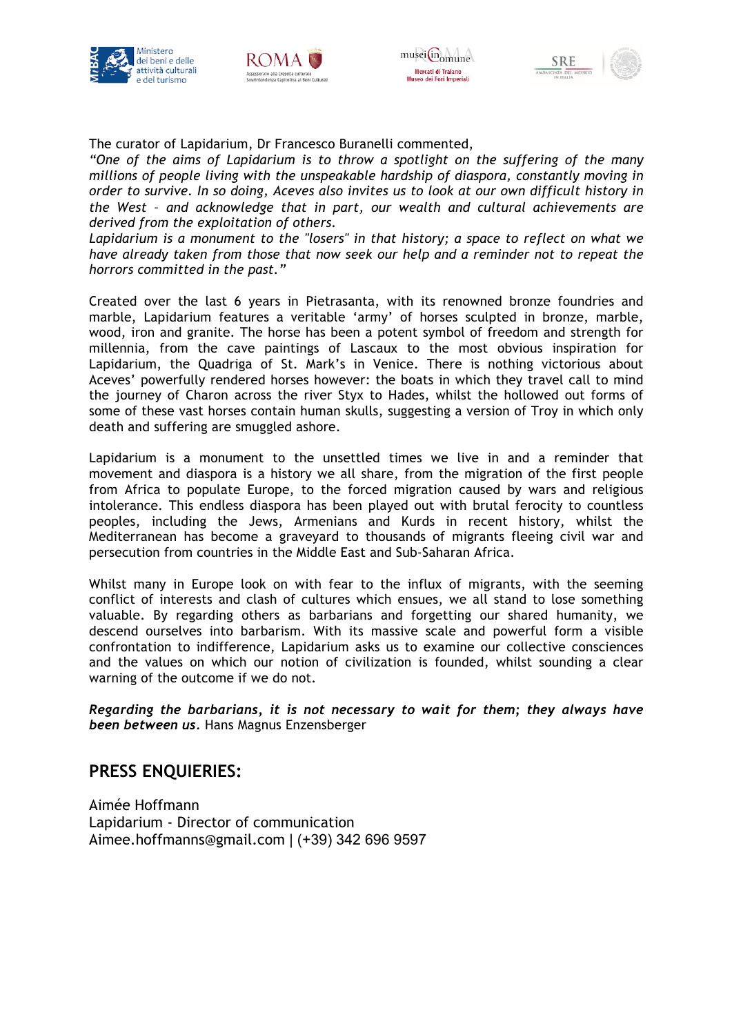The curator of Lapidarium, Dr Francesco Buranelli commented,

*“One of the aims of Lapidarium is to throw a spotlight on the suffering of the many millions of people living with the unspeakable hardship of diaspora, constantly moving in order to survive. In so doing, Aceves also invites us to look at our own difficult history in the West – and acknowledge that in part, our wealth and cultural achievements are derived from the exploitation of others.*

*Lapidarium is a monument to the "losers" in that history; a space to reflect on what we have already taken from those that now seek our help and a reminder not to repeat the horrors committed in the past.”*

Created over the last 6 years in Pietrasanta, with its renowned bronze foundries and marble, Lapidarium features a veritable ‘army’ of horses sculpted in bronze, marble, wood, iron and granite. The horse has been a potent symbol of freedom and strength for millennia, from the cave paintings of Lascaux to the most obvious inspiration for Lapidarium, the Quadriga of St. Mark’s in Venice. There is nothing victorious about Aceves’ powerfully rendered horses however: the boats in which they travel call to mind the journey of Charon across the river Styx to Hades, whilst the hollowed out forms of some of these vast horses contain human skulls, suggesting a version of Troy in which only death and suffering are smuggled ashore.

Lapidarium is a monument to the unsettled times we live in and a reminder that movement and diaspora is a history we all share, from the migration of the first people from Africa to populate Europe, to the forced migration caused by wars and religious intolerance. This endless diaspora has been played out with brutal ferocity to countless peoples, including the Jews, Armenians and Kurds in recent history, whilst the Mediterranean has become a graveyard to thousands of migrants fleeing civil war and persecution from countries in the Middle East and Sub-Saharan Africa.

Whilst many in Europe look on with fear to the influx of migrants, with the seeming conflict of interests and clash of cultures which ensues, we all stand to lose something valuable. By regarding others as barbarians and forgetting our shared humanity, we descend ourselves into barbarism. With its massive scale and powerful form a visible confrontation to indifference, Lapidarium asks us to examine our collective consciences and the values on which our notion of civilization is founded, whilst sounding a clear warning of the outcome if we do not.

***Regarding the barbarians, it is not necessary to wait for them; they always have been between us.*** Hans Magnus Enzensberger

## PRESS ENQUIERIES:

Aimée Hoffmann
Lapidarium - Director of communication
Aimee.hoffmanns@gmail.com | (+39) 342 696 9597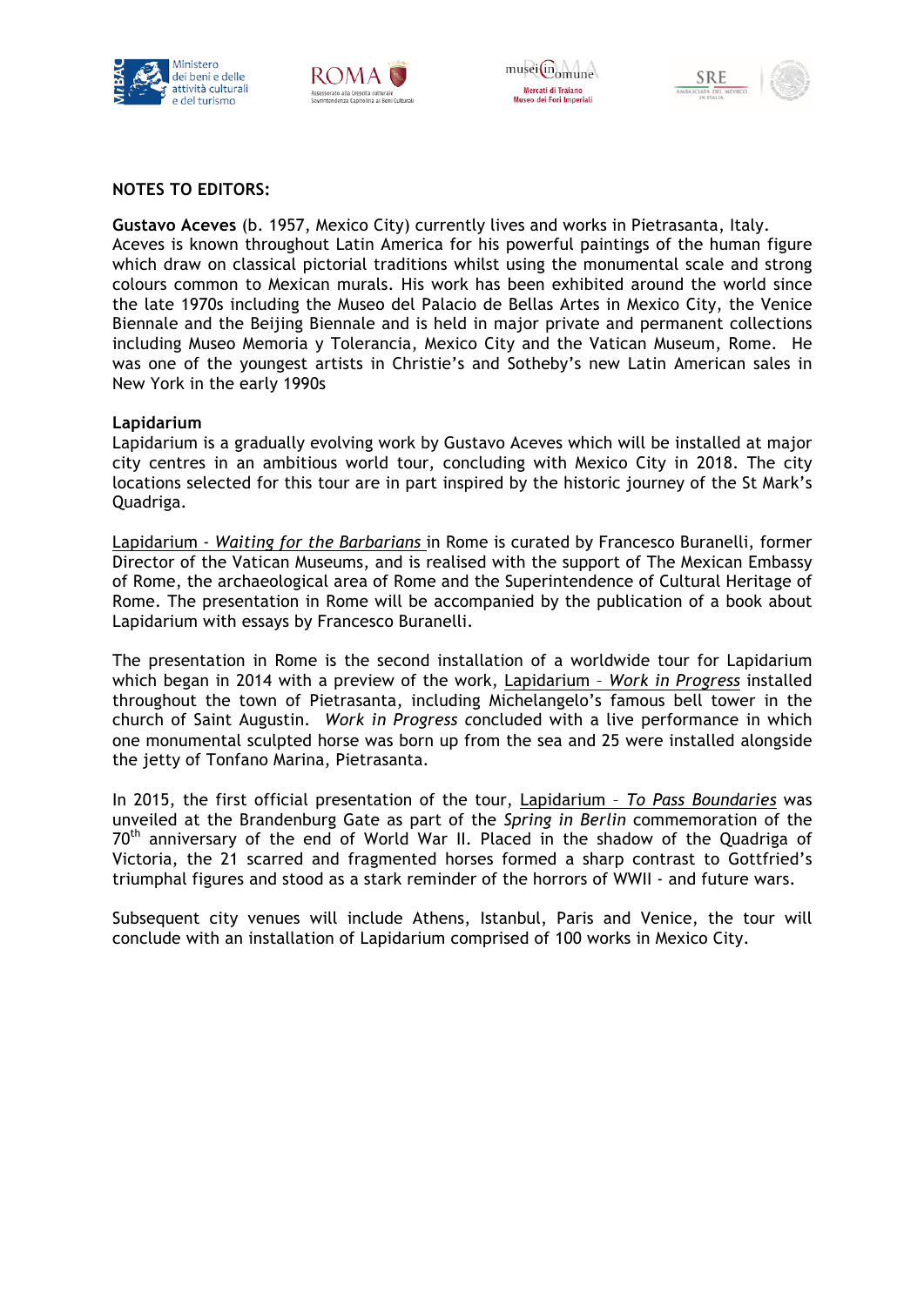**NOTES TO EDITORS:**

**Gustavo Aceves** (b. 1957, Mexico City) currently lives and works in Pietrasanta, Italy. Aceves is known throughout Latin America for his powerful paintings of the human figure which draw on classical pictorial traditions whilst using the monumental scale and strong colours common to Mexican murals. His work has been exhibited around the world since the late 1970s including the Museo del Palacio de Bellas Artes in Mexico City, the Venice Biennale and the Beijing Biennale and is held in major private and permanent collections including Museo Memoria y Tolerancia, Mexico City and the Vatican Museum, Rome. He was one of the youngest artists in Christie's and Sotheby's new Latin American sales in New York in the early 1990s

**Lapidarium**

Lapidarium is a gradually evolving work by Gustavo Aceves which will be installed at major city centres in an ambitious world tour, concluding with Mexico City in 2018. The city locations selected for this tour are in part inspired by the historic journey of the St Mark's Quadriga.

Lapidarium - *Waiting for the Barbarians* in Rome is curated by Francesco Buranelli, former Director of the Vatican Museums, and is realised with the support of The Mexican Embassy of Rome, the archaeological area of Rome and the Superintendence of Cultural Heritage of Rome. The presentation in Rome will be accompanied by the publication of a book about Lapidarium with essays by Francesco Buranelli.

The presentation in Rome is the second installation of a worldwide tour for Lapidarium which began in 2014 with a preview of the work, Lapidarium – *Work in Progress* installed throughout the town of Pietrasanta, including Michelangelo's famous bell tower in the church of Saint Augustin. *Work in Progress* concluded with a live performance in which one monumental sculpted horse was born up from the sea and 25 were installed alongside the jetty of Tonfano Marina, Pietrasanta.

In 2015, the first official presentation of the tour, Lapidarium – *To Pass Boundaries* was unveiled at the Brandenburg Gate as part of the *Spring in Berlin* commemoration of the 70th anniversary of the end of World War II. Placed in the shadow of the Quadriga of Victoria, the 21 scarred and fragmented horses formed a sharp contrast to Gottfried's triumphal figures and stood as a stark reminder of the horrors of WWII - and future wars.

Subsequent city venues will include Athens, Istanbul, Paris and Venice, the tour will conclude with an installation of Lapidarium comprised of 100 works in Mexico City.